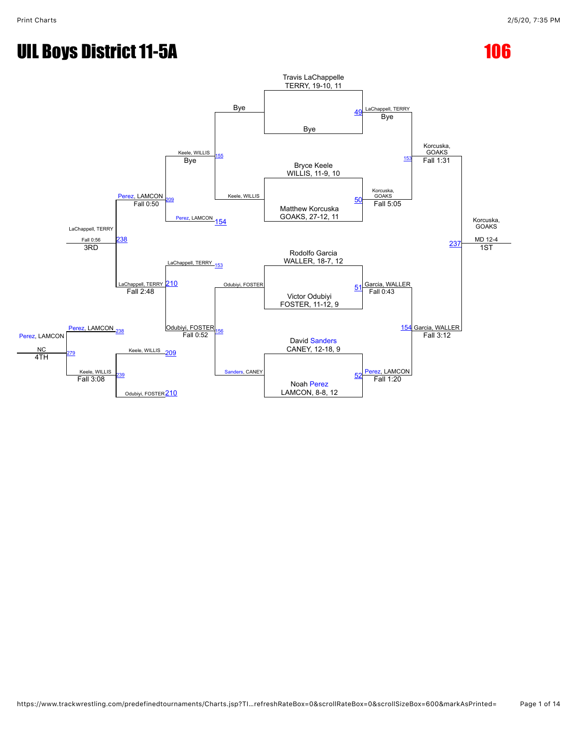# UIL Boys District 11-5A

# 106

## Championship Bracket

**Match 49:** Travis LaChappelle (TERRY, 19-10, 11) vs. Bye — LaChappell, TERRY (Bye)

**Match 50:** Bryce Keele (WILLIS, 11-9, 10) vs. Matthew Korcuska (GOAKS, 27-12, 11) — Korcuska, GOAKS (Fall 5:05)

**Match 51:** Rodolfo Garcia (WALLER, 18-7, 12) vs. Victor Odubiyi (FOSTER, 11-12, 9) — Garcia, WALLER (Fall 0:43)

**Match 52:** David Sanders (CANEY, 12-18, 9) vs. Noah Perez (LAMCON, 8-8, 12) — Perez, LAMCON (Fall 1:20)

**Match 153:** LaChappell, TERRY vs. Korcuska, GOAKS — Korcuska, GOAKS (Fall 1:31)

**Match 154:** Garcia, WALLER vs. Perez, LAMCON — Garcia, WALLER (Fall 3:12)

**Match 237:** Korcuska, GOAKS vs. Garcia, WALLER — Korcuska, GOAKS (MD 12-4) — **1ST**

## Consolation Bracket

**Match 155:** Bye vs. Keele, WILLIS — Keele, WILLIS (Bye)

**Match 156:** Odubiyi, FOSTER vs. Sanders, CANEY — Odubiyi, FOSTER (Fall 0:52)

**Match 209:** Keele, WILLIS vs. Perez, LAMCON (154) — Perez, LAMCON (Fall 0:50)

**Match 210:** LaChappell, TERRY (153) vs. Odubiyi, FOSTER — LaChappell, TERRY (Fall 2:48)

**Match 238:** Perez, LAMCON vs. LaChappell, TERRY — LaChappell, TERRY (Fall 0:56) — **3RD**

**Match 239:** Keele, WILLIS (209) vs. Odubiyi, FOSTER (210) — Keele, WILLIS (Fall 3:08)

**Match 279:** Perez, LAMCON (238) vs. Keele, WILLIS — Perez, LAMCON (NC) — **4TH**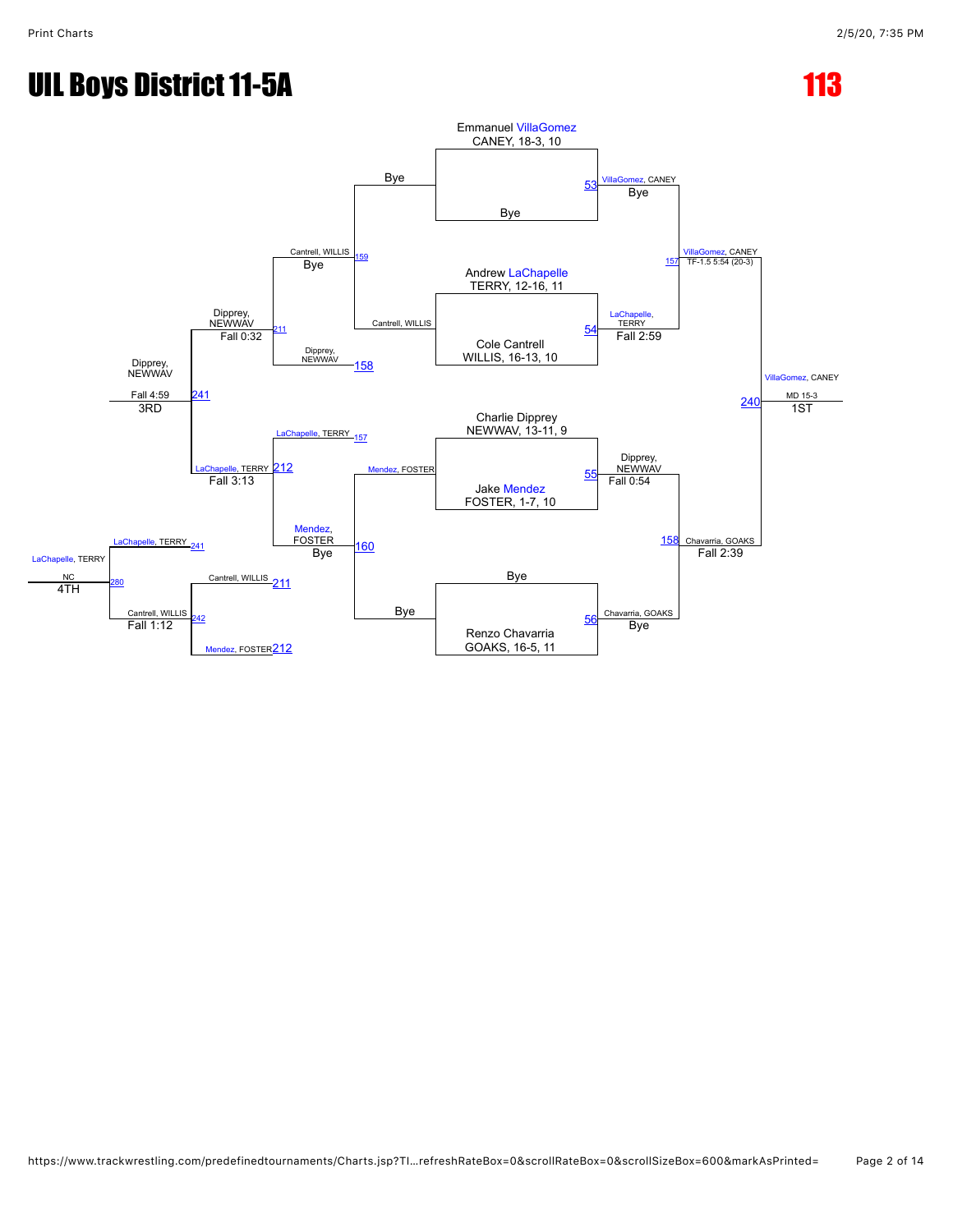# UIL Boys District 11-5A

# 113

## Championship Bracket

**First Round / Quarterfinals**

- Emmanuel VillaGomez, CANEY, 18-3, 10 vs. Bye — Match 53: VillaGomez, CANEY (Bye)
- Andrew LaChapelle, TERRY, 12-16, 11 vs. Cole Cantrell, WILLIS, 16-13, 10 — Match 54: LaChapelle, TERRY (Fall 2:59)
- Charlie Dipprey, NEWWAV, 13-11, 9 vs. Jake Mendez, FOSTER, 1-7, 10 — Match 55: Dipprey, NEWWAV (Fall 0:54)
- Bye vs. Renzo Chavarria, GOAKS, 16-5, 11 — Match 56: Chavarria, GOAKS (Bye)

**Semifinals**

- Match 157: VillaGomez, CANEY (TF-1.5 5:54 (20-3))
- Match 158: Chavarria, GOAKS (Fall 2:39)

**Final**

- Match 240: VillaGomez, CANEY (MD 15-3) — 1ST

## Consolation Bracket

- Bye vs. Cantrell, WILLIS — Match 159: Cantrell, WILLIS (Bye)
- Mendez, FOSTER vs. Bye — Match 160: Mendez, FOSTER (Bye)
- Cantrell, WILLIS vs. Dipprey, NEWWAV (158) — Match 211: Dipprey, NEWWAV (Fall 0:32)
- LaChapelle, TERRY (157) vs. Mendez, FOSTER — Match 212: LaChapelle, TERRY (Fall 3:13)
- Dipprey, NEWWAV vs. LaChapelle, TERRY — Match 241: Dipprey, NEWWAV (Fall 4:59) — 3RD
- Cantrell, WILLIS (211) vs. Mendez, FOSTER (212) — Match 242: Cantrell, WILLIS (Fall 1:12)
- LaChapelle, TERRY (241) vs. Cantrell, WILLIS (242) — Match 280: LaChapelle, TERRY (NC) — 4TH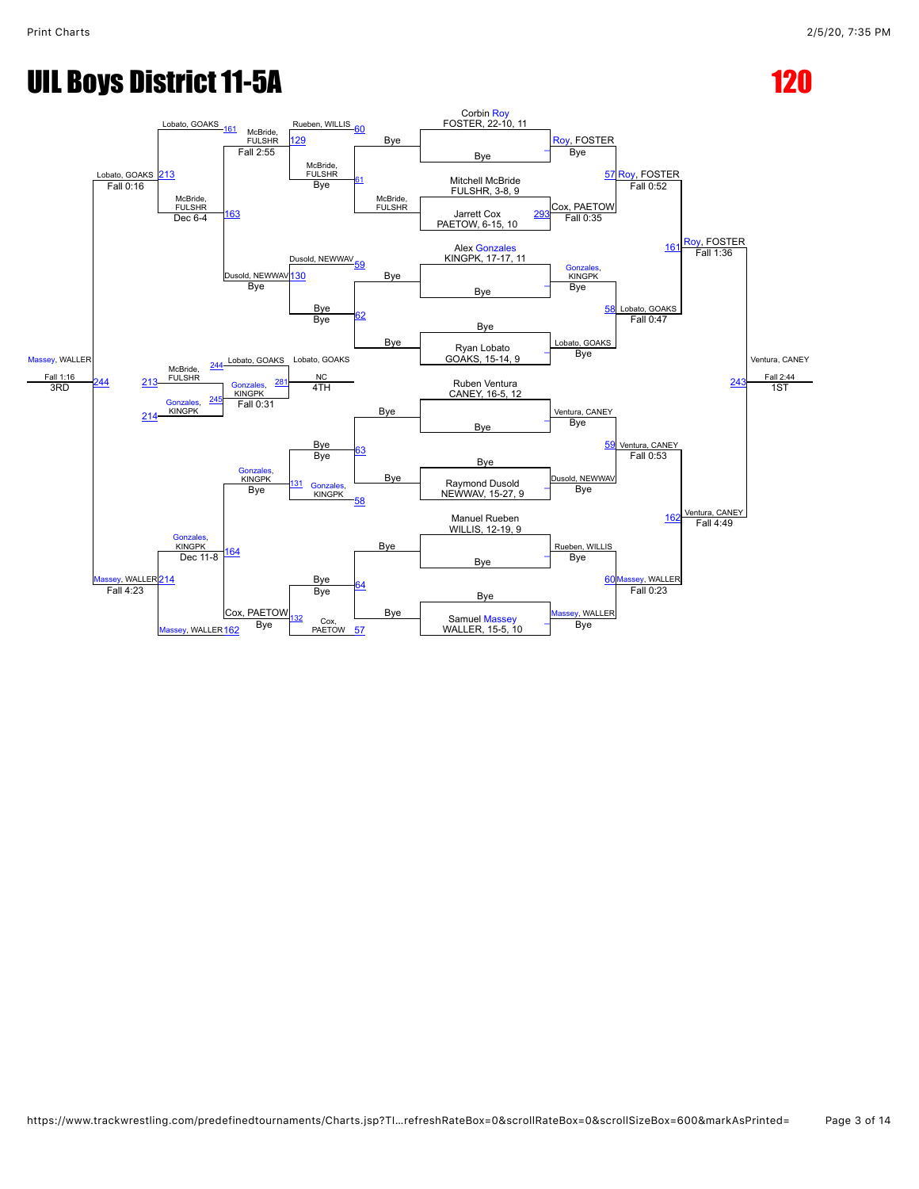# UIL Boys District 11-5A

# 120

## Championship Bracket

**Round 1 seeds:**
- Corbin Roy, FOSTER, 22-10, 11 — Bye
- Mitchell McBride, FULSHR, 3-8, 9 vs. Jarrett Cox, PAETOW, 6-15, 10
- Alex Gonzales, KINGPK, 17-17, 11 — Bye
- Bye vs. Ryan Lobato, GOAKS, 15-14, 9
- Ruben Ventura, CANEY, 16-5, 12 — Bye
- Bye vs. Raymond Dusold, NEWWAV, 15-27, 9
- Manuel Rueben, WILLIS, 12-19, 9 — Bye
- Bye vs. Samuel Massey, WALLER, 15-5, 10

**Quarterfinals:**
- Roy, FOSTER — Bye
- Cox, PAETOW — Fall 0:35 (293)
- Gonzales, KINGPK — Bye
- Lobato, GOAKS — Bye
- Ventura, CANEY — Bye
- Dusold, NEWWAV — Bye
- Rueben, WILLIS — Bye
- Massey, WALLER — Bye

**Semifinals:**
- 57 Roy, FOSTER — Fall 0:52
- 58 Lobato, GOAKS — Fall 0:47
- 59 Ventura, CANEY — Fall 0:53
- 60 Massey, WALLER — Fall 0:23

**Finals:**
- 161 Roy, FOSTER — Fall 1:36
- 162 Ventura, CANEY — Fall 4:49

**Champion:** 243 Ventura, CANEY — Fall 2:44 — 1ST

## Consolation Bracket

**Consolation Round 1:**
- 60 Rueben, WILLIS vs. Bye — 129 McBride, FULSHR
- 61 McBride, FULSHR vs. Bye — 129 McBride, FULSHR
- 59 Dusold, NEWWAV vs. Bye — 130 Dusold, NEWWAV
- 62 Bye vs. Bye
- 63 Bye vs. Bye
- 58 Gonzales, KINGPK — 131 Gonzales, KINGPK
- 64 Bye vs. Bye
- 57 Cox, PAETOW — 132 Cox, PAETOW

**Consolation Round 2:**
- 161 Lobato, GOAKS vs. 129 McBride, FULSHR — Fall 2:55
- 163 McBride, FULSHR vs. 130 Dusold, NEWWAV — Bye
- 131 Gonzales, KINGPK — Bye
- 162 Massey, WALLER vs. 132 Cox, PAETOW — Bye

**Consolation Round 3:**
- 213 Lobato, GOAKS — Fall 0:16 (vs. 163 McBride, FULSHR — Dec 6-4)
- 214 Massey, WALLER — Fall 4:23 (vs. 164 Gonzales, KINGPK — Dec 11-8)

**3rd Place:** 244 Massey, WALLER — Fall 1:16 — 3RD

**5th Place:** 213 McBride, FULSHR vs. 214 Gonzales, KINGPK — 245 Gonzales, KINGPK — Fall 0:31

**4th Place:** 244 Lobato, GOAKS vs. 281 Gonzales, KINGPK — Lobato, GOAKS — NC — 4TH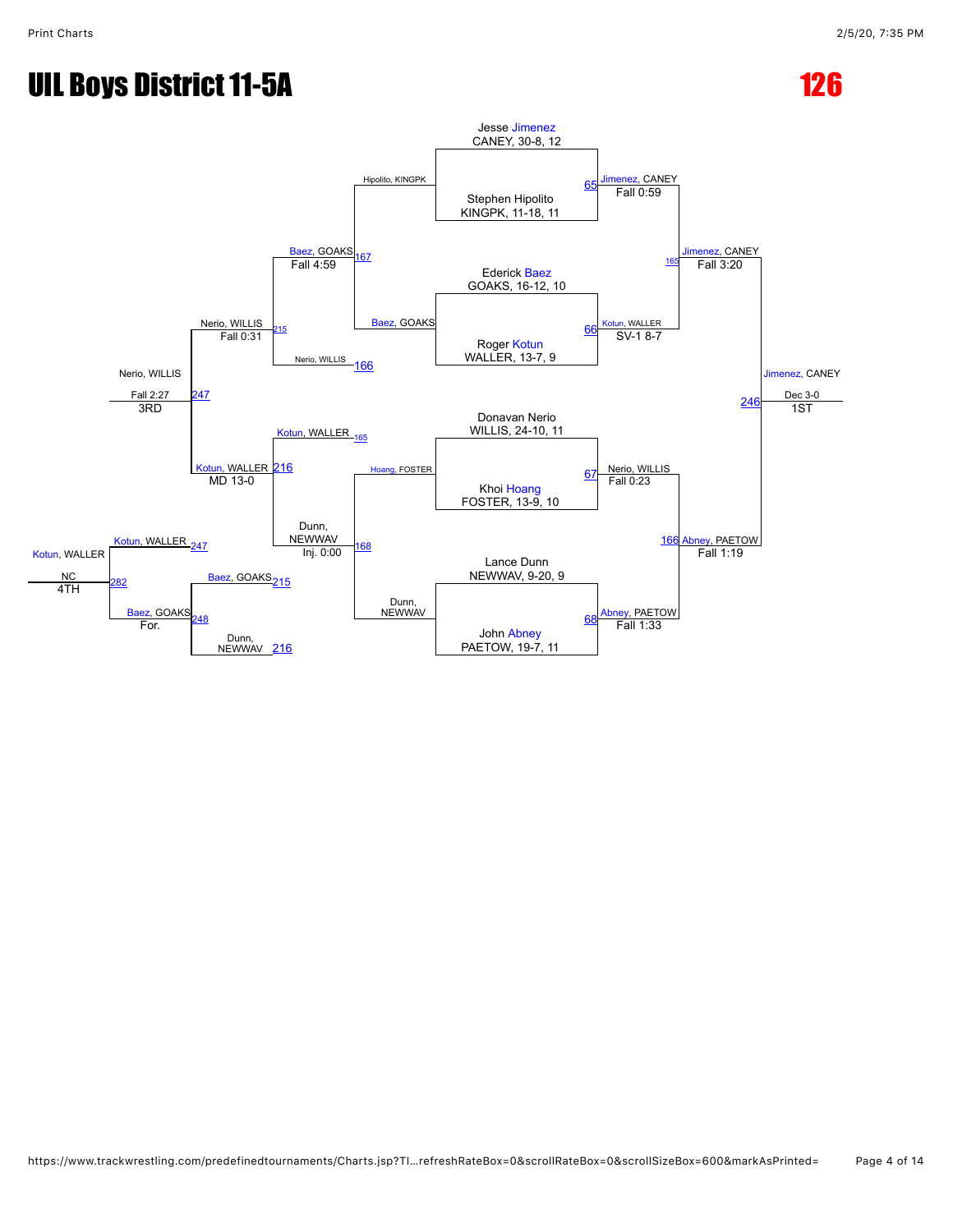# UIL Boys District 11-5A

# 126

## Championship Bracket

**Match 65:** Jesse Jimenez (CANEY, 30-8, 12) vs. Stephen Hipolito (KINGPK, 11-18, 11) — Jimenez, CANEY, Fall 0:59

**Match 66:** Ederick Baez (GOAKS, 16-12, 10) vs. Roger Kotun (WALLER, 13-7, 9) — Kotun, WALLER, SV-1 8-7

**Match 67:** Donavan Nerio (WILLIS, 24-10, 11) vs. Khoi Hoang (FOSTER, 13-9, 10) — Nerio, WILLIS, Fall 0:23

**Match 68:** Lance Dunn (NEWWAV, 9-20, 9) vs. John Abney (PAETOW, 19-7, 11) — Abney, PAETOW, Fall 1:33

**Match 165:** Jimenez, CANEY vs. Kotun, WALLER — Jimenez, CANEY, Fall 3:20

**Match 166:** Nerio, WILLIS vs. Abney, PAETOW — Abney, PAETOW, Fall 1:19

**Match 246 (1st Place):** Jimenez, CANEY vs. Abney, PAETOW — Jimenez, CANEY, Dec 3-0 — 1ST

## Consolation Bracket

**Match 167:** Hipolito, KINGPK vs. Baez, GOAKS — Baez, GOAKS, Fall 4:59

**Match 168:** Hoang, FOSTER vs. Dunn, NEWWAV — Dunn, NEWWAV, Inj. 0:00

**Match 215:** Baez, GOAKS vs. Nerio, WILLIS (L166) — Nerio, WILLIS, Fall 0:31

**Match 216:** Kotun, WALLER (L165) vs. Dunn, NEWWAV — Kotun, WALLER, MD 13-0

**Match 247 (3rd Place):** Nerio, WILLIS vs. Kotun, WALLER — Nerio, WILLIS, Fall 2:27 — 3RD

**Match 248:** Baez, GOAKS (L215) vs. Dunn, NEWWAV (L216) — Baez, GOAKS, For.

**Match 282 (4th Place):** Kotun, WALLER (L247) vs. Baez, GOAKS — Kotun, WALLER, NC — 4TH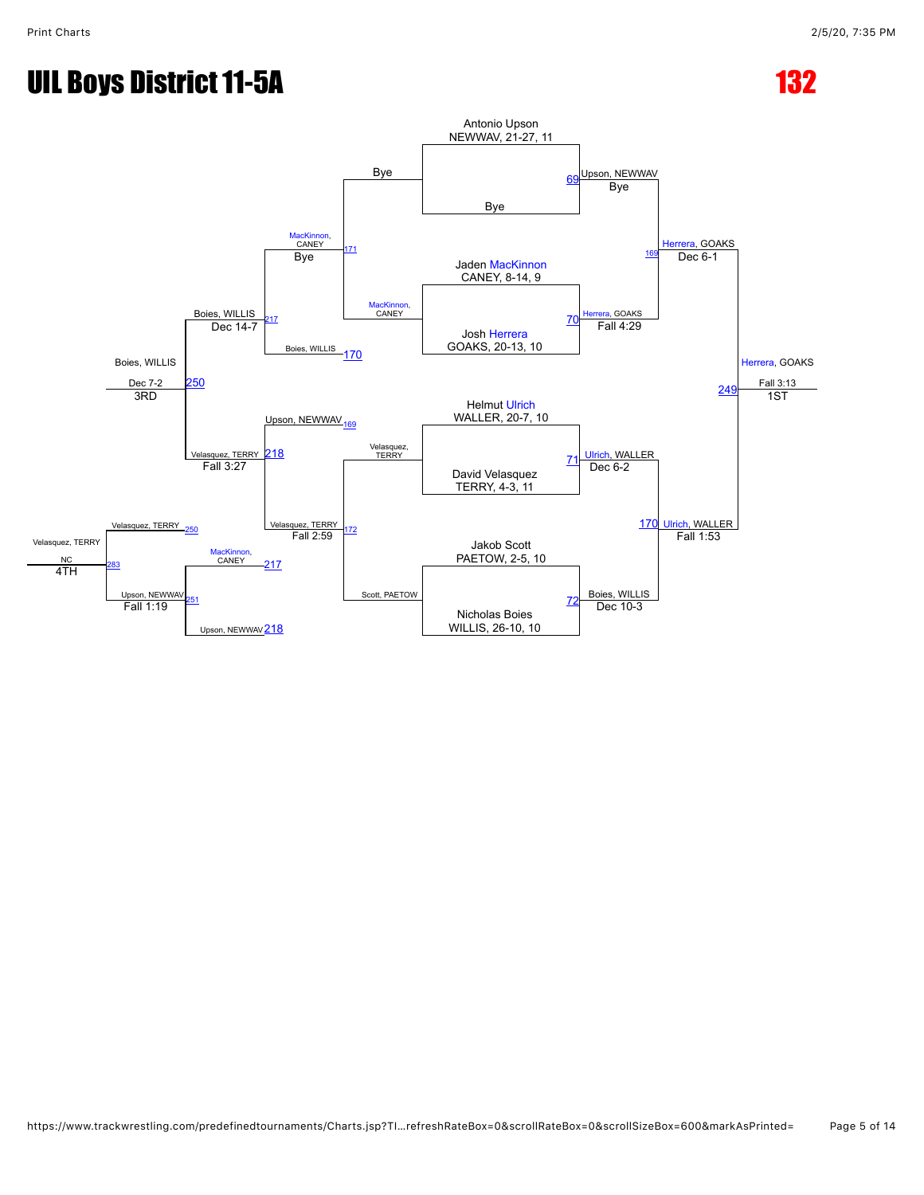# UIL Boys District 11-5A

# 132

## Championship Bracket

**First Round / Quarterfinals**

- Antonio Upson, NEWWAV, 21-27, 11 vs Bye — Match 69: Upson, NEWWAV (Bye)
- Jaden MacKinnon, CANEY, 8-14, 9 vs Josh Herrera, GOAKS, 20-13, 10 — Match 70: Herrera, GOAKS (Fall 4:29)
- Helmut Ulrich, WALLER, 20-7, 10 vs David Velasquez, TERRY, 4-3, 11 — Match 71: Ulrich, WALLER (Dec 6-2)
- Jakob Scott, PAETOW, 2-5, 10 vs Nicholas Boies, WILLIS, 26-10, 10 — Match 72: Boies, WILLIS (Dec 10-3)

**Semifinals**

- Match 169: Upson, NEWWAV vs Herrera, GOAKS — Herrera, GOAKS (Dec 6-1)
- Match 170: Ulrich, WALLER vs Boies, WILLIS — Ulrich, WALLER (Fall 1:53)

**Final**

- Match 249: Herrera, GOAKS vs Ulrich, WALLER — Herrera, GOAKS (Fall 3:13) — 1ST

## Consolation Bracket

- Match 171: Bye vs MacKinnon, CANEY — MacKinnon, CANEY (Bye)
- Match 172: Velasquez, TERRY vs Scott, PAETOW — Velasquez, TERRY (Fall 2:59)
- Match 217: MacKinnon, CANEY vs Boies, WILLIS (loser of 170) — Boies, WILLIS (Dec 14-7)
- Match 218: Upson, NEWWAV (loser of 169) vs Velasquez, TERRY — Velasquez, TERRY (Fall 3:27)
- Match 250: Boies, WILLIS vs Velasquez, TERRY — Boies, WILLIS (Dec 7-2) — 3RD
- Match 251: MacKinnon, CANEY (loser of 217) vs Upson, NEWWAV (loser of 218) — Upson, NEWWAV (Fall 1:19)
- Match 283: Velasquez, TERRY (loser of 250) vs Upson, NEWWAV — Velasquez, TERRY (NC) — 4TH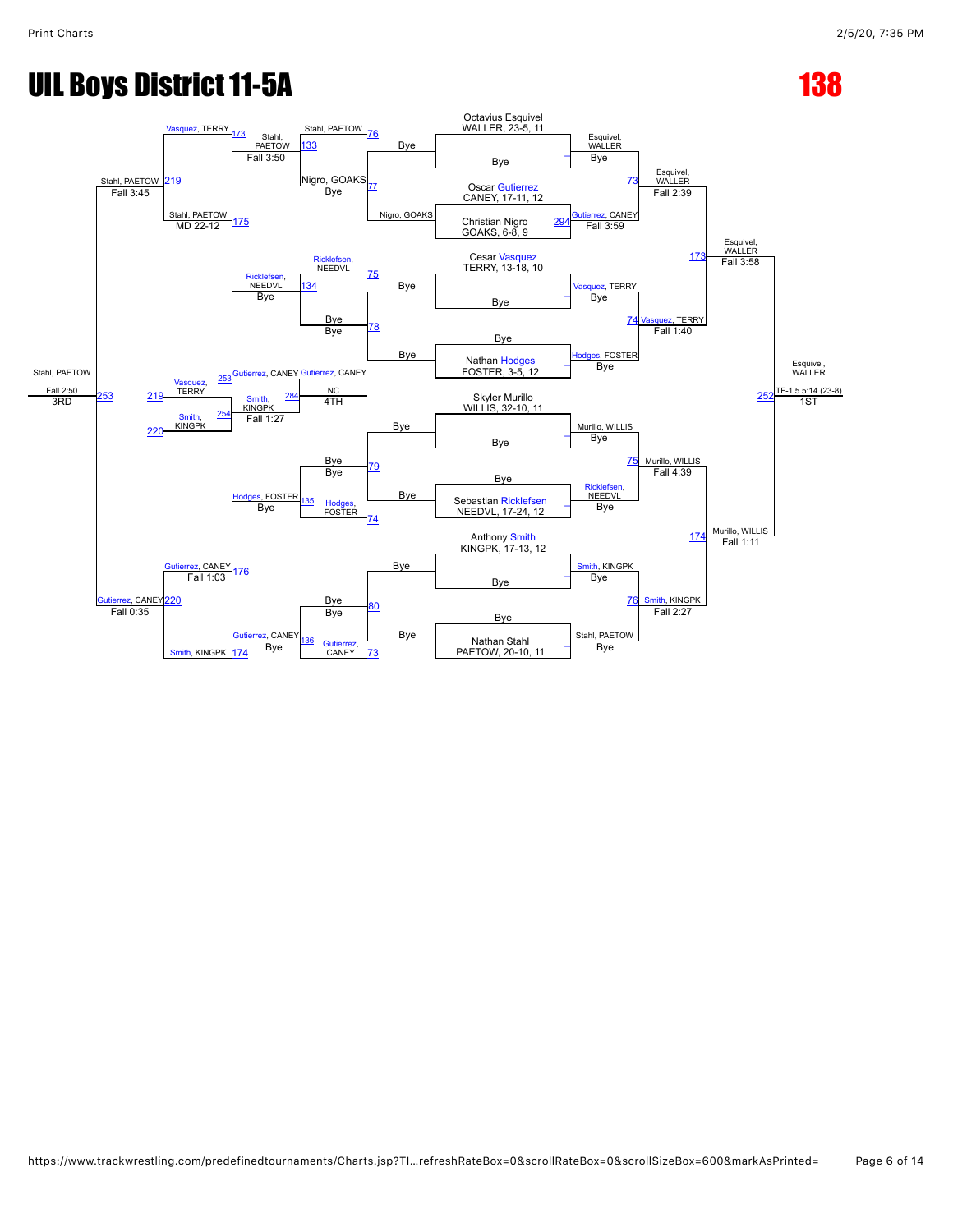# UIL Boys District 11-5A

## 138

### Championship Bracket

**Round 1**

- Octavius Esquivel, WALLER, 23-5, 11 — Bye
- Oscar Gutierrez, CANEY, 17-11, 12 vs. Christian Nigro, GOAKS, 6-8, 9 (294)
- Cesar Vasquez, TERRY, 13-18, 10 — Bye
- Bye — Nathan Hodges, FOSTER, 3-5, 12
- Skyler Murillo, WILLIS, 32-10, 11 — Bye
- Bye — Sebastian Ricklefsen, NEEDVL, 17-24, 12
- Anthony Smith, KINGPK, 17-13, 12 — Bye
- Bye — Nathan Stahl, PAETOW, 20-10, 11

**Quarterfinals**

- Esquivel, WALLER — Bye
- Gutierrez, CANEY — Fall 3:59
- Vasquez, TERRY — Bye
- Hodges, FOSTER — Bye
- Murillo, WILLIS — Bye
- Ricklefsen, NEEDVL — Bye
- Smith, KINGPK — Bye
- Stahl, PAETOW — Bye

**Semifinals**

- (73) Esquivel, WALLER — Fall 2:39
- (74) Vasquez, TERRY — Fall 1:40
- (75) Murillo, WILLIS — Fall 4:39
- (76) Smith, KINGPK — Fall 2:27

**Finals**

- (173) Esquivel, WALLER — Fall 3:58
- (174) Murillo, WILLIS — Fall 1:11

**1st Place (252):** Esquivel, WALLER — TF-1.5 5:14 (23-8)

### Consolation Bracket

- (76) Stahl, PAETOW
- (77) Nigro, GOAKS — Bye
- (75) Ricklefsen, NEEDVL
- (78) Bye — Bye
- (79) Bye — Bye
- (74) Hodges, FOSTER
- (80) Bye — Bye
- (73) Gutierrez, CANEY

- (133) Stahl, PAETOW — Fall 3:50
- (134) Ricklefsen, NEEDVL — Bye
- (135) Hodges, FOSTER — Bye
- (136) Gutierrez, CANEY — Bye

- (173) Vasquez, TERRY
- (175) Stahl, PAETOW — MD 22-12
- (176) Gutierrez, CANEY — Fall 1:03
- (174) Smith, KINGPK

- (219) Stahl, PAETOW — Fall 3:45
- (220) Gutierrez, CANEY — Fall 0:35

**3rd Place (253):** Stahl, PAETOW — Fall 2:50

### 4th Place

- (253) Gutierrez, CANEY
- (219) Vasquez, TERRY vs. (220) Smith, KINGPK
- (254) Smith, KINGPK — Fall 1:27
- (284) Gutierrez, CANEY — NC

**4th:** Gutierrez, CANEY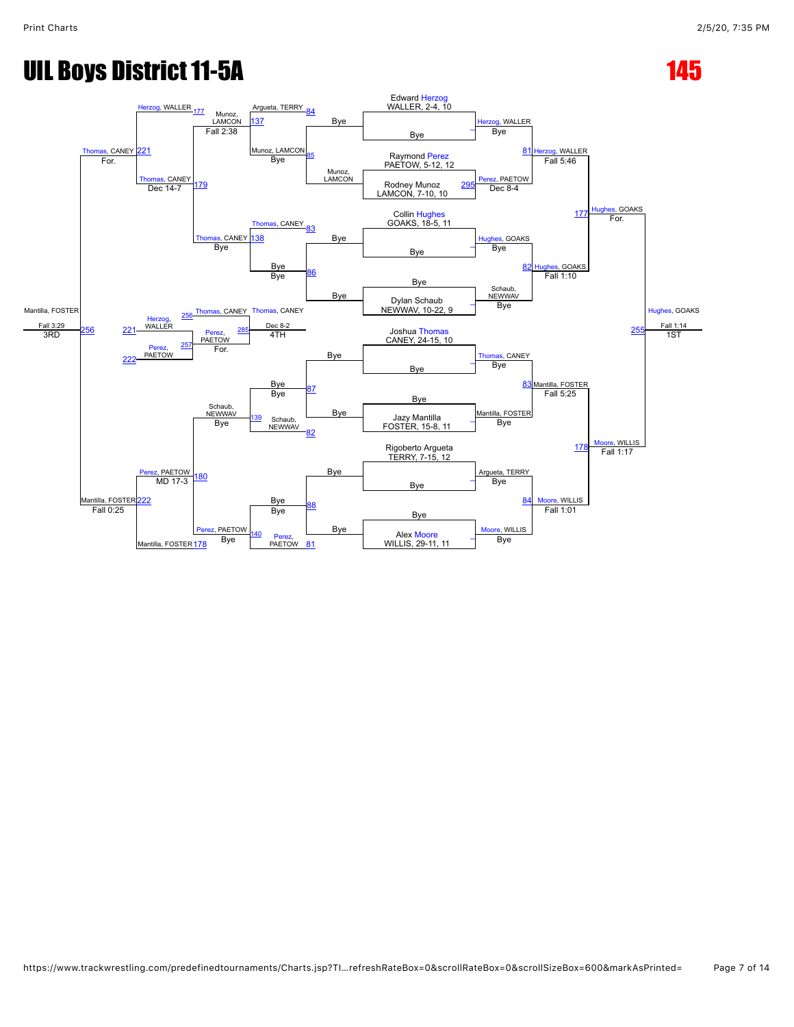# UIL Boys District 11-5A

# 145

## Championship Bracket

**Entrants (first round):**

- Edward Herzog, WALLER, 2-4, 10 — Bye
- Raymond Perez, PAETOW, 5-12, 12 vs Rodney Munoz, LAMCON, 7-10, 10 (295)
- Collin Hughes, GOAKS, 18-5, 11 — Bye
- Bye vs Dylan Schaub, NEWWAV, 10-22, 9
- Joshua Thomas, CANEY, 24-15, 10 — Bye
- Bye vs Jazy Mantilla, FOSTER, 15-8, 11
- Rigoberto Argueta, TERRY, 7-15, 12 — Bye
- Bye vs Alex Moore, WILLIS, 29-11, 11

**First round results:**

- Herzog, WALLER — Bye
- Perez, PAETOW — Dec 8-4
- Hughes, GOAKS — Bye
- Schaub, NEWWAV — Bye
- Thomas, CANEY — Bye
- Mantilla, FOSTER — Bye
- Argueta, TERRY — Bye
- Moore, WILLIS — Bye

**Quarterfinals:**

- 81 Herzog, WALLER — Fall 5:46
- 82 Hughes, GOAKS — Fall 1:10
- 83 Mantilla, FOSTER — Fall 5:25
- 84 Moore, WILLIS — Fall 1:01

**Semifinals:**

- 177 Hughes, GOAKS — For.
- 178 Moore, WILLIS — Fall 1:17

**Final:**

- 255 Hughes, GOAKS — Fall 1:14 — 1ST

## Consolation Bracket

**Consolation first round:**

- 84 Argueta, TERRY vs 85 Munoz, LAMCON (Bye) — Munoz, LAMCON
- 83 Thomas, CANEY vs 86 Bye (Bye) — Bye
- 87 Bye (Bye) vs 82 Schaub, NEWWAV — Schaub, NEWWAV
- 88 Bye (Bye) vs 81 Perez, PAETOW — Perez, PAETOW

**Consolation second round:**

- 137 Munoz, LAMCON — Fall 2:38
- 138 Thomas, CANEY — Bye
- 139 Schaub, NEWWAV — Bye
- 140 Perez, PAETOW — Bye

**Consolation third round:**

- 177 Herzog, WALLER vs 179 Thomas, CANEY — Dec 14-7 — Thomas, CANEY
- 180 Perez, PAETOW — MD 17-3
- 178 Mantilla, FOSTER vs 180 Perez, PAETOW

**Consolation semifinals:**

- 221 Thomas, CANEY — For.
- 222 Mantilla, FOSTER — Fall 0:25

**3rd Place:**

- 256 Mantilla, FOSTER — Fall 3:29 — 3RD

**5th/4th Place bracket:**

- 221 Herzog, WALLER vs 222 Perez, PAETOW
- 256 Thomas, CANEY
- 257 Perez, PAETOW — For.
- 285 Thomas, CANEY — Dec 8-2 — 4TH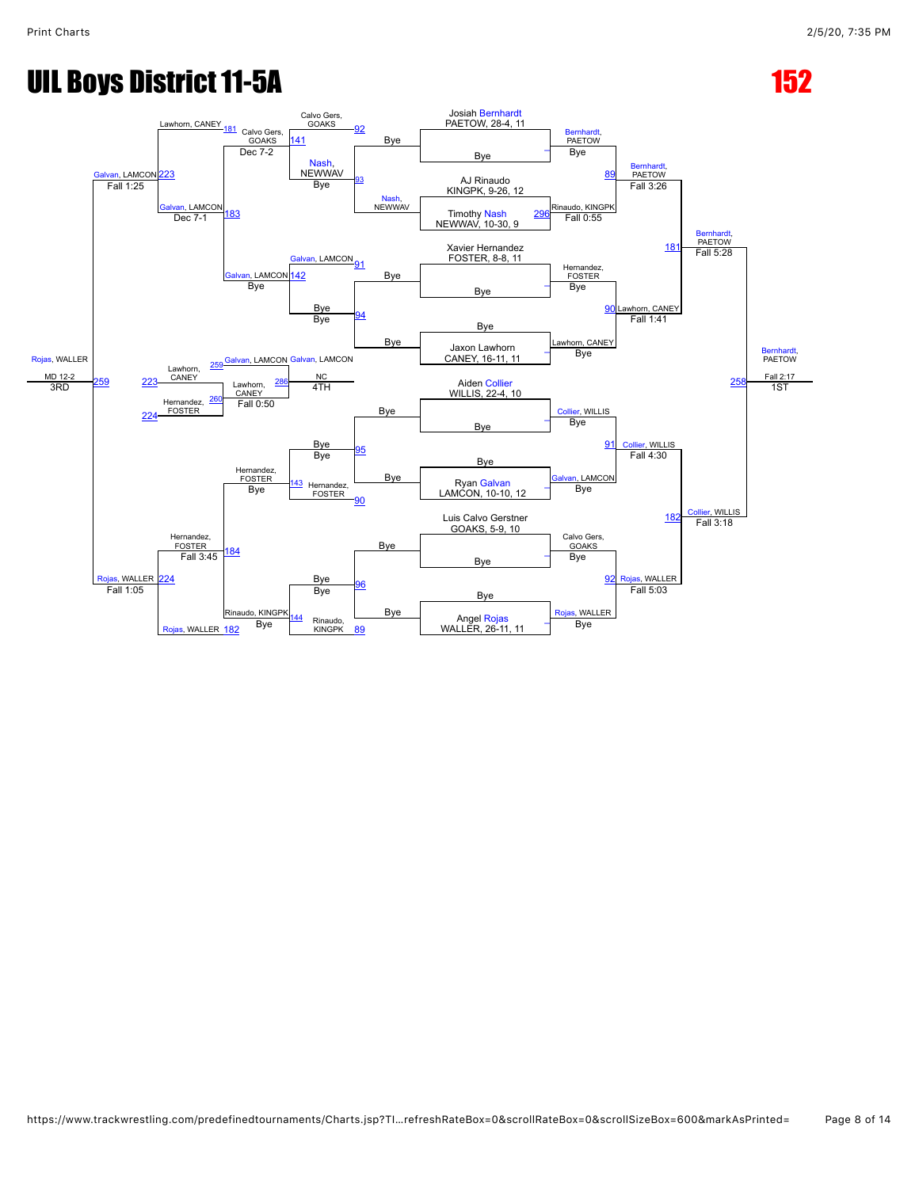# UIL Boys District 11-5A

## 152

### Championship Bracket

**First Round / Quarterfinals**

- Josiah Bernhardt, PAETOW, 28-4, 11 vs Bye — Bernhardt, PAETOW (Bye)
- AJ Rinaudo, KINGPK, 9-26, 12 vs Timothy Nash, NEWWAV, 10-30, 9 — Rinaudo, KINGPK (Fall 0:55) [296]
- Xavier Hernandez, FOSTER, 8-8, 11 vs Bye — Hernandez, FOSTER (Bye)
- Bye vs Jaxon Lawhorn, CANEY, 16-11, 11 — Lawhorn, CANEY (Bye)
- Aiden Collier, WILLIS, 22-4, 10 vs Bye — Collier, WILLIS (Bye)
- Bye vs Ryan Galvan, LAMCON, 10-10, 12 — Galvan, LAMCON (Bye)
- Luis Calvo Gerstner, GOAKS, 5-9, 10 vs Bye — Calvo Gers, GOAKS (Bye)
- Bye vs Angel Rojas, WALLER, 26-11, 11 — Rojas, WALLER (Bye)

**Semifinals**

- [89] Bernhardt, PAETOW def. Rinaudo, KINGPK — Fall 3:26
- [90] Lawhorn, CANEY def. Hernandez, FOSTER — Fall 1:41
- [91] Collier, WILLIS def. Galvan, LAMCON — Fall 4:30
- [92] Rojas, WALLER def. Calvo Gers, GOAKS — Fall 5:03

**Finals**

- [181] Bernhardt, PAETOW def. Lawhorn, CANEY — Fall 5:28
- [182] Collier, WILLIS def. Rojas, WALLER — Fall 3:18
- [258] Bernhardt, PAETOW def. Collier, WILLIS — Fall 2:17 — **1ST**

### Consolation Bracket

- [92] Calvo Gers, GOAKS
- [93] Nash, NEWWAV (Bye)
- [141] Calvo Gers, GOAKS vs Nash, NEWWAV — Nash, NEWWAV (Dec 7-2)
- [91] Galvan, LAMCON
- [94] Bye / Bye
- [142] Galvan, LAMCON (Bye)
- [181] Lawhorn, CANEY
- [183] Galvan, LAMCON vs Nash, NEWWAV — Galvan, LAMCON (Dec 7-1)
- [223] Galvan, LAMCON def. Lawhorn, CANEY — Fall 1:25
- [95] Bye / Bye
- [90] Hernandez, FOSTER
- [143] Hernandez, FOSTER (Bye)
- [96] Bye / Bye
- [89] Rinaudo, KINGPK
- [144] Rinaudo, KINGPK (Bye)
- [184] Hernandez, FOSTER def. Rinaudo, KINGPK — Fall 3:45
- [182] Rojas, WALLER
- [224] Rojas, WALLER def. Hernandez, FOSTER — Fall 1:05
- [259] Rojas, WALLER def. Galvan, LAMCON — MD 12-2 — **3RD**

### 4th Place

- [259] Galvan, LAMCON
- [223] Lawhorn, CANEY
- [224] Hernandez, FOSTER
- [260] Lawhorn, CANEY def. Hernandez, FOSTER — Fall 0:50
- [286] Galvan, LAMCON vs Lawhorn, CANEY — Galvan, LAMCON — NC — **4TH**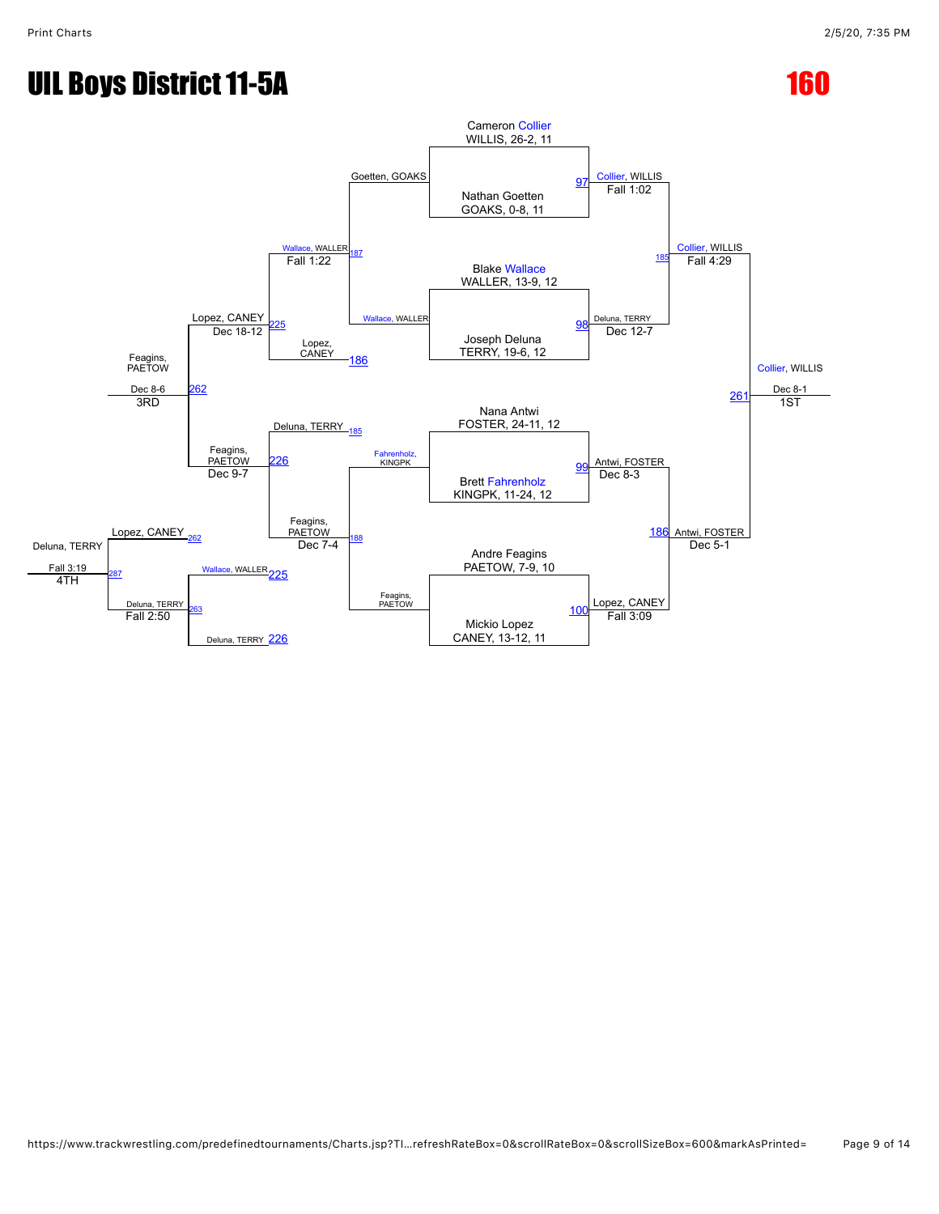# UIL Boys District 11-5A

## 160

### Championship Bracket

**First Round**

- Cameron Collier, WILLIS, 26-2, 11 vs. Nathan Goetten, GOAKS, 0-8, 11 — Bout 97: Collier, WILLIS, Fall 1:02
- Blake Wallace, WALLER, 13-9, 12 vs. Joseph Deluna, TERRY, 19-6, 12 — Bout 98: Deluna, TERRY, Dec 12-7
- Nana Antwi, FOSTER, 24-11, 12 vs. Brett Fahrenholz, KINGPK, 11-24, 12 — Bout 99: Antwi, FOSTER, Dec 8-3
- Andre Feagins, PAETOW, 7-9, 10 vs. Mickio Lopez, CANEY, 13-12, 11 — Bout 100: Lopez, CANEY, Fall 3:09

**Semifinals**

- Bout 185: Collier, WILLIS vs. Deluna, TERRY — Collier, WILLIS, Fall 4:29
- Bout 186: Antwi, FOSTER vs. Lopez, CANEY — Antwi, FOSTER, Dec 5-1

**Final**

- Bout 261: Collier, WILLIS vs. Antwi, FOSTER — Collier, WILLIS, Dec 8-1 — **1ST**

### Consolation Bracket

**Consolation First Round**

- Bout 187: Goetten, GOAKS vs. Wallace, WALLER — Wallace, WALLER, Fall 1:22
- Bout 188: Fahrenholz, KINGPK vs. Feagins, PAETOW — Feagins, PAETOW, Dec 7-4

**Consolation Second Round**

- Bout 225: Wallace, WALLER vs. Lopez, CANEY (loser of 186) — Lopez, CANEY, Dec 18-12
- Bout 226: Deluna, TERRY (loser of 185) vs. Feagins, PAETOW — Feagins, PAETOW, Dec 9-7

**3rd Place**

- Bout 262: Lopez, CANEY vs. Feagins, PAETOW — Feagins, PAETOW, Dec 8-6 — **3RD**

**Consolation (4th Place)**

- Bout 263: Wallace, WALLER (loser of 225) vs. Deluna, TERRY (loser of 226) — Deluna, TERRY, Fall 2:50
- Bout 287: Lopez, CANEY (loser of 262) vs. Deluna, TERRY — Deluna, TERRY, Fall 3:19 — **4TH**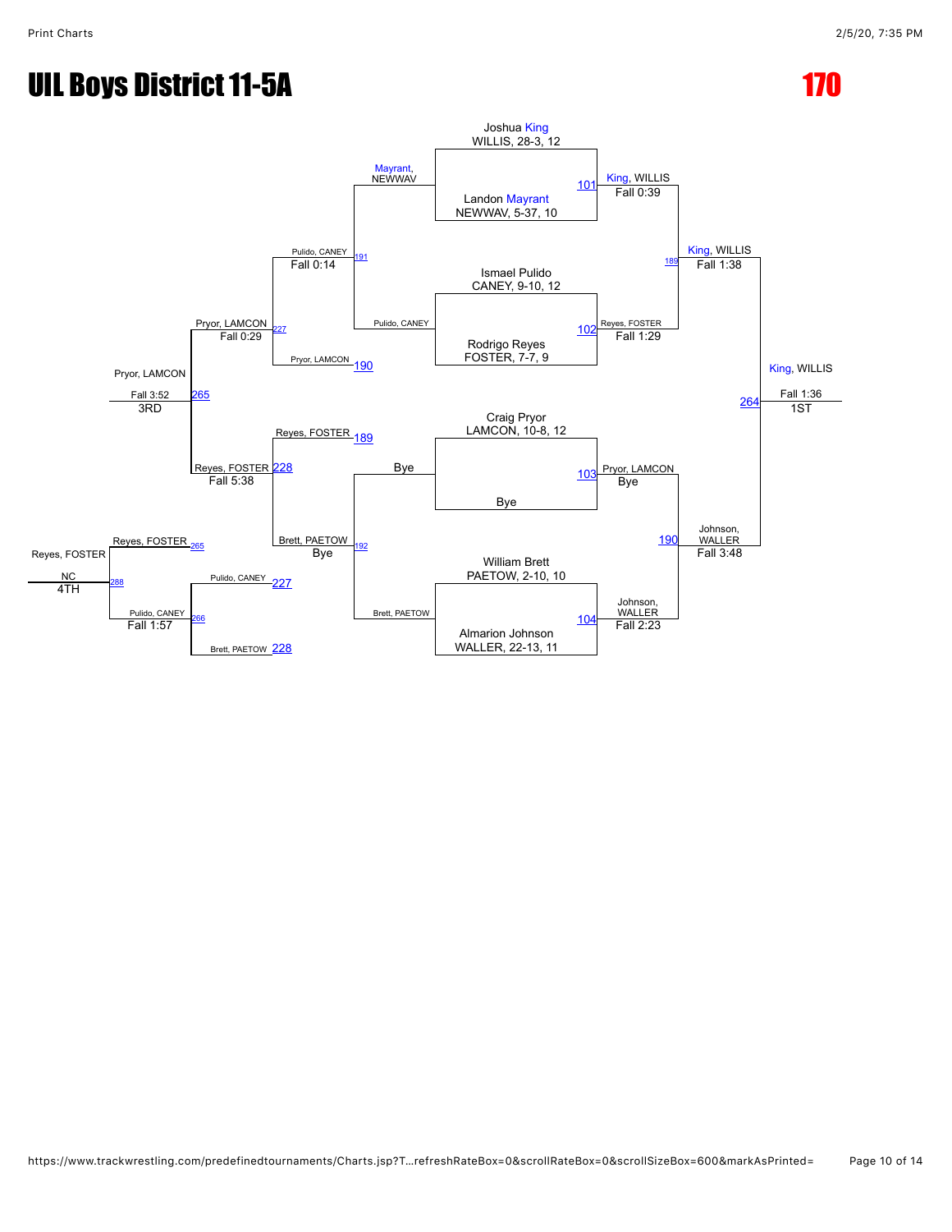# UIL Boys District 11-5A

## 170

### Championship Bracket

**Match 101:** Joshua King, WILLIS, 28-3, 12 vs. Landon Mayrant, NEWWAV, 5-37, 10 — King, WILLIS, Fall 0:39

**Match 102:** Ismael Pulido, CANEY, 9-10, 12 vs. Rodrigo Reyes, FOSTER, 7-7, 9 — Reyes, FOSTER, Fall 1:29

**Match 103:** Craig Pryor, LAMCON, 10-8, 12 vs. Bye — Pryor, LAMCON, Bye

**Match 104:** William Brett, PAETOW, 2-10, 10 vs. Almarion Johnson, WALLER, 22-13, 11 — Johnson, WALLER, Fall 2:23

**Match 189:** King, WILLIS vs. Reyes, FOSTER — King, WILLIS, Fall 1:38

**Match 190:** Pryor, LAMCON vs. Johnson, WALLER — Johnson, WALLER, Fall 3:48

**Match 264:** King, WILLIS vs. Johnson, WALLER — King, WILLIS, Fall 1:36 — 1ST

### Consolation Bracket

**Match 191:** Mayrant, NEWWAV vs. Pulido, CANEY — Pulido, CANEY, Fall 0:14

**Match 192:** Bye vs. Brett, PAETOW — Brett, PAETOW, Bye

**Match 227:** Pulido, CANEY vs. Pryor, LAMCON (190) — Pryor, LAMCON, Fall 0:29

**Match 228:** Reyes, FOSTER (189) vs. Brett, PAETOW — Reyes, FOSTER, Fall 5:38

**Match 265:** Pryor, LAMCON vs. Reyes, FOSTER — Pryor, LAMCON, Fall 3:52 — 3RD

**Match 266:** Pulido, CANEY (227) vs. Brett, PAETOW (228) — Pulido, CANEY, Fall 1:57

**Match 288:** Reyes, FOSTER (265) vs. Pulido, CANEY — Reyes, FOSTER, NC — 4TH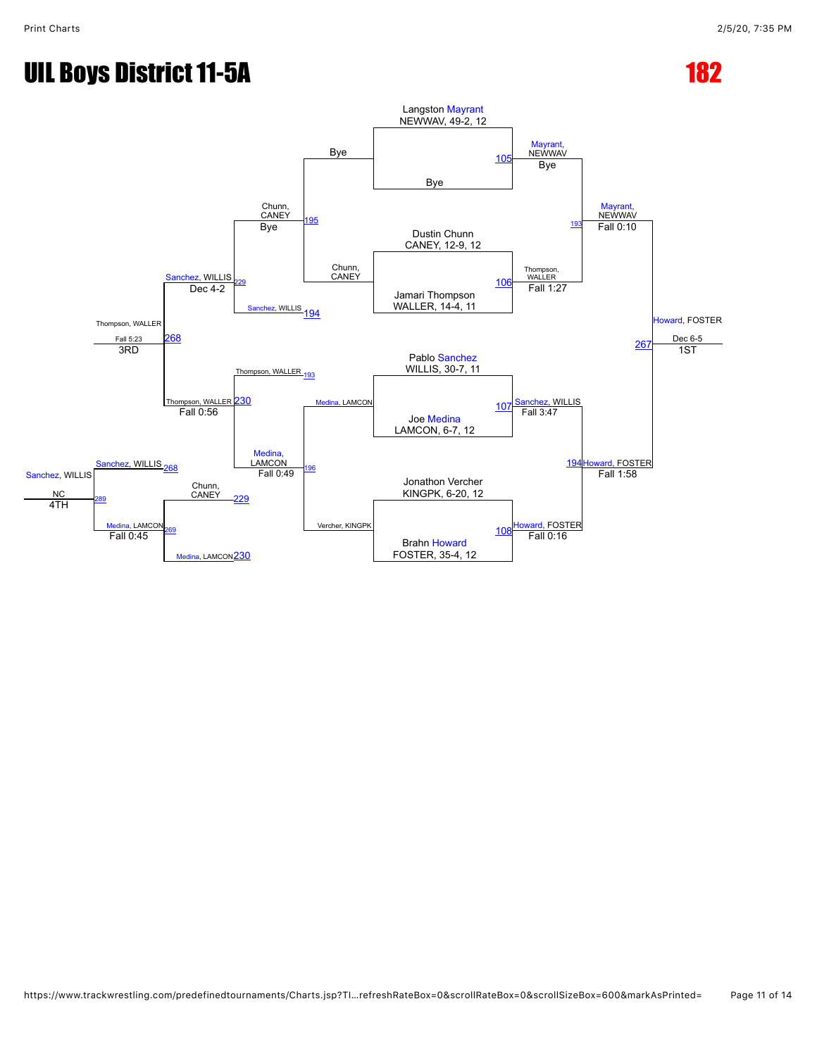# UIL Boys District 11-5A

# 182

## Championship Bracket

**First Round**

- Match 105: Langston Mayrant, NEWWAV, 49-2, 12 vs. Bye — Winner: Mayrant, NEWWAV (Bye)
- Match 106: Dustin Chunn, CANEY, 12-9, 12 vs. Jamari Thompson, WALLER, 14-4, 11 — Winner: Thompson, WALLER (Fall 1:27)
- Match 107: Pablo Sanchez, WILLIS, 30-7, 11 vs. Joe Medina, LAMCON, 6-7, 12 — Winner: Sanchez, WILLIS (Fall 3:47)
- Match 108: Jonathon Vercher, KINGPK, 6-20, 12 vs. Brahn Howard, FOSTER, 35-4, 12 — Winner: Howard, FOSTER (Fall 0:16)

**Semifinals**

- Match 193: Mayrant, NEWWAV vs. Thompson, WALLER — Winner: Mayrant, NEWWAV (Fall 0:10)
- Match 194: Sanchez, WILLIS vs. Howard, FOSTER — Winner: Howard, FOSTER (Fall 1:58)

**Final**

- Match 267: Mayrant, NEWWAV vs. Howard, FOSTER — Winner: Howard, FOSTER (Dec 6-5) — 1ST

## Consolation Bracket

**Consolation Round 1**

- Match 195: Bye vs. Chunn, CANEY — Winner: Chunn, CANEY (Bye)
- Match 196: Medina, LAMCON vs. Vercher, KINGPK — Winner: Medina, LAMCON (Fall 0:49)

**Consolation Round 2**

- Match 229: Chunn, CANEY vs. Sanchez, WILLIS (loser of 194) — Winner: Sanchez, WILLIS (Dec 4-2)
- Match 230: Thompson, WALLER (loser of 193) vs. Medina, LAMCON — Winner: Thompson, WALLER (Fall 0:56)

**3rd Place**

- Match 268: Sanchez, WILLIS vs. Thompson, WALLER — Winner: Thompson, WALLER (Fall 5:23) — 3RD

**Consolation Round (Chunn, CANEY — loser of 229 / Medina, LAMCON — loser of 230)**

- Match 269: Chunn, CANEY vs. Medina, LAMCON — Winner: Medina, LAMCON (Fall 0:45)

**4th Place**

- Match 289: Sanchez, WILLIS (loser of 268) vs. Medina, LAMCON — Winner: Sanchez, WILLIS (NC) — 4TH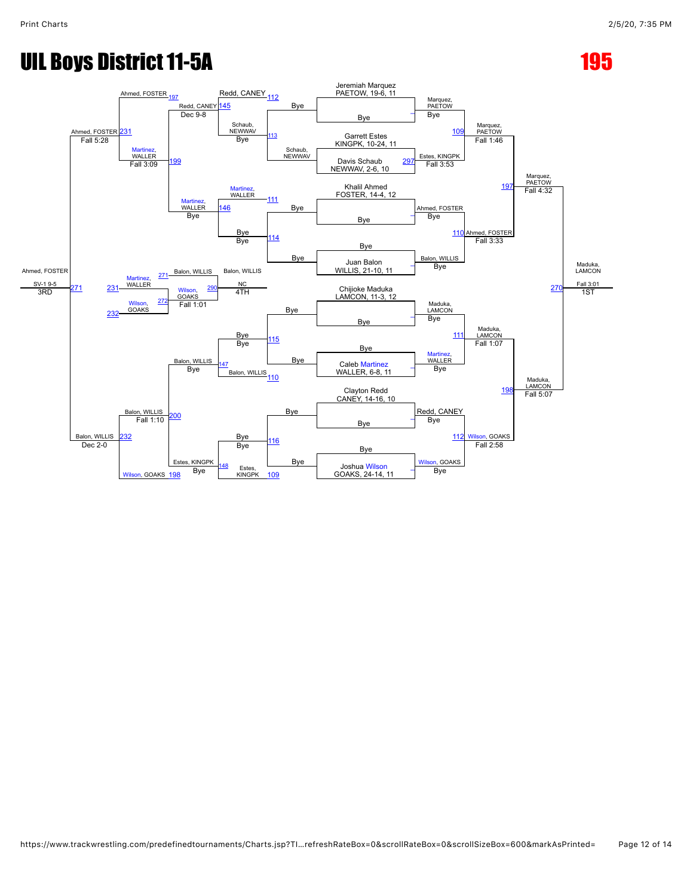# UIL Boys District 11-5A

## 195

### Championship Bracket

**First Round**

- Jeremiah Marquez PAETOW, 19-6, 11 — Bye
- Garrett Estes KINGPK, 10-24, 11 vs Davis Schaub NEWWAV, 2-6, 10 (297)
- Khalil Ahmed FOSTER, 14-4, 12 — Bye
- Juan Balon WILLIS, 21-10, 11 — Bye
- Chijioke Maduka LAMCON, 11-3, 12 — Bye
- Caleb Martinez WALLER, 6-8, 11 — Bye
- Clayton Redd CANEY, 14-16, 10 — Bye
- Joshua Wilson GOAKS, 24-14, 11 — Bye

**Quarterfinals**

- Marquez, PAETOW def. Estes, KINGPK — Fall 1:46 (109)
- Ahmed, FOSTER def. Balon, WILLIS — Fall 3:33 (110)
- Maduka, LAMCON def. Martinez, WALLER — Fall 1:07 (111)
- Wilson, GOAKS def. Redd, CANEY — Fall 2:58 (112)

**Semifinals**

- Marquez, PAETOW def. Ahmed, FOSTER — Fall 4:32 (197)
- Maduka, LAMCON def. Wilson, GOAKS — Fall 5:07 (198)

**Final**

- Maduka, LAMCON def. Marquez, PAETOW — Fall 3:01 (270) — 1ST

### Consolation Bracket

**Consolation First Round**

- Redd, CANEY — Bye (112)
- Schaub, NEWWAV — Bye (113)
- Martinez, WALLER — Bye (111)
- Bye — Bye (114)
- Bye — Bye (115)
- Balon, WILLIS — Bye (110)
- Bye — Bye (116)
- Estes, KINGPK — Bye (109)

**Consolation Second Round**

- Redd, CANEY def. Schaub, NEWWAV — Dec 9-8 (145)
- Martinez, WALLER — Bye (146)
- Balon, WILLIS — Bye (147)
- Estes, KINGPK — Bye (148)

**Consolation Third Round**

- Martinez, WALLER def. Redd, CANEY — Fall 3:09 (199)
- Balon, WILLIS def. Estes, KINGPK — Fall 1:10 (200)

**Consolation Semifinals**

- Ahmed, FOSTER (197) def. Martinez, WALLER — Fall 5:28 (231)
- Balon, WILLIS def. Wilson, GOAKS (198) — Dec 2-0 (232)

**3rd Place**

- Ahmed, FOSTER def. Balon, WILLIS — SV-1 9-5 (271) — 3RD

**5th Place**

- Wilson, GOAKS def. Martinez, WALLER — Fall 1:01 (272)

**4th Place**

- Balon, WILLIS vs Wilson, GOAKS — NC (290) — 4TH: Balon, WILLIS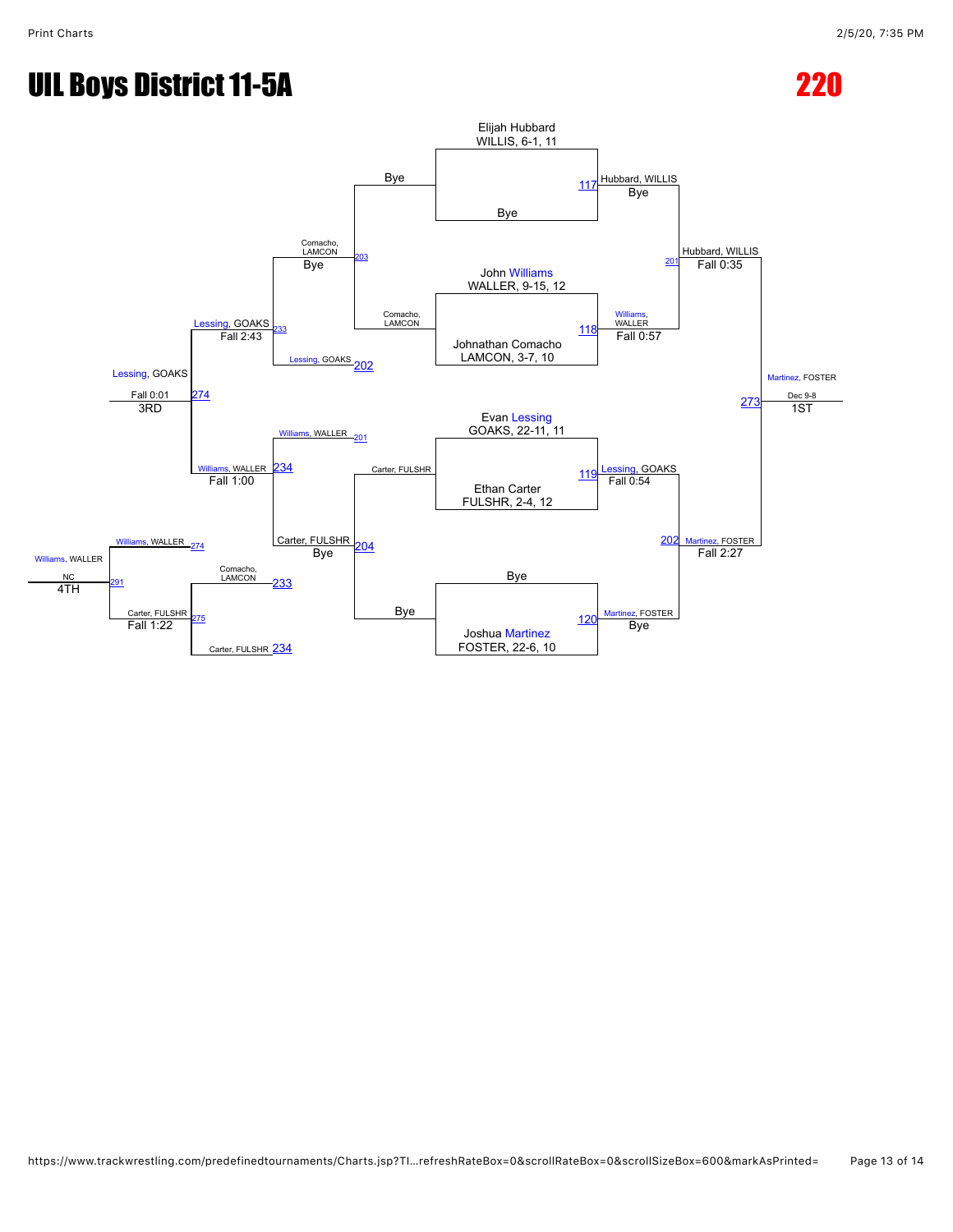# UIL Boys District 11-5A

# 220

## Championship Bracket

**Match 117:** Elijah Hubbard, WILLIS, 6-1, 11 vs. Bye — Hubbard, WILLIS (Bye)

**Match 118:** John Williams, WALLER, 9-15, 12 vs. Johnathan Comacho, LAMCON, 3-7, 10 — Williams, WALLER (Fall 0:57)

**Match 119:** Evan Lessing, GOAKS, 22-11, 11 vs. Ethan Carter, FULSHR, 2-4, 12 — Lessing, GOAKS (Fall 0:54)

**Match 120:** Bye vs. Joshua Martinez, FOSTER, 22-6, 10 — Martinez, FOSTER (Bye)

**Match 201:** Hubbard, WILLIS vs. Williams, WALLER — Hubbard, WILLIS (Fall 0:35)

**Match 202:** Lessing, GOAKS vs. Martinez, FOSTER — Martinez, FOSTER (Fall 2:27)

**Match 273 (1ST):** Hubbard, WILLIS vs. Martinez, FOSTER — Martinez, FOSTER (Dec 9-8)

## Consolation Bracket

**Match 203:** Bye vs. Comacho, LAMCON — Comacho, LAMCON (Bye)

**Match 204:** Carter, FULSHR vs. Bye — Carter, FULSHR (Bye)

**Match 233:** Comacho, LAMCON vs. Lessing, GOAKS (202) — Lessing, GOAKS (Fall 2:43)

**Match 234:** Williams, WALLER (201) vs. Carter, FULSHR — Williams, WALLER (Fall 1:00)

**Match 274 (3RD):** Lessing, GOAKS vs. Williams, WALLER — Lessing, GOAKS (Fall 0:01)

**Match 275:** Comacho, LAMCON (233) vs. Carter, FULSHR (234) — Carter, FULSHR (Fall 1:22)

**Match 291 (4TH):** Williams, WALLER (274) vs. Carter, FULSHR (275) — Williams, WALLER (NC)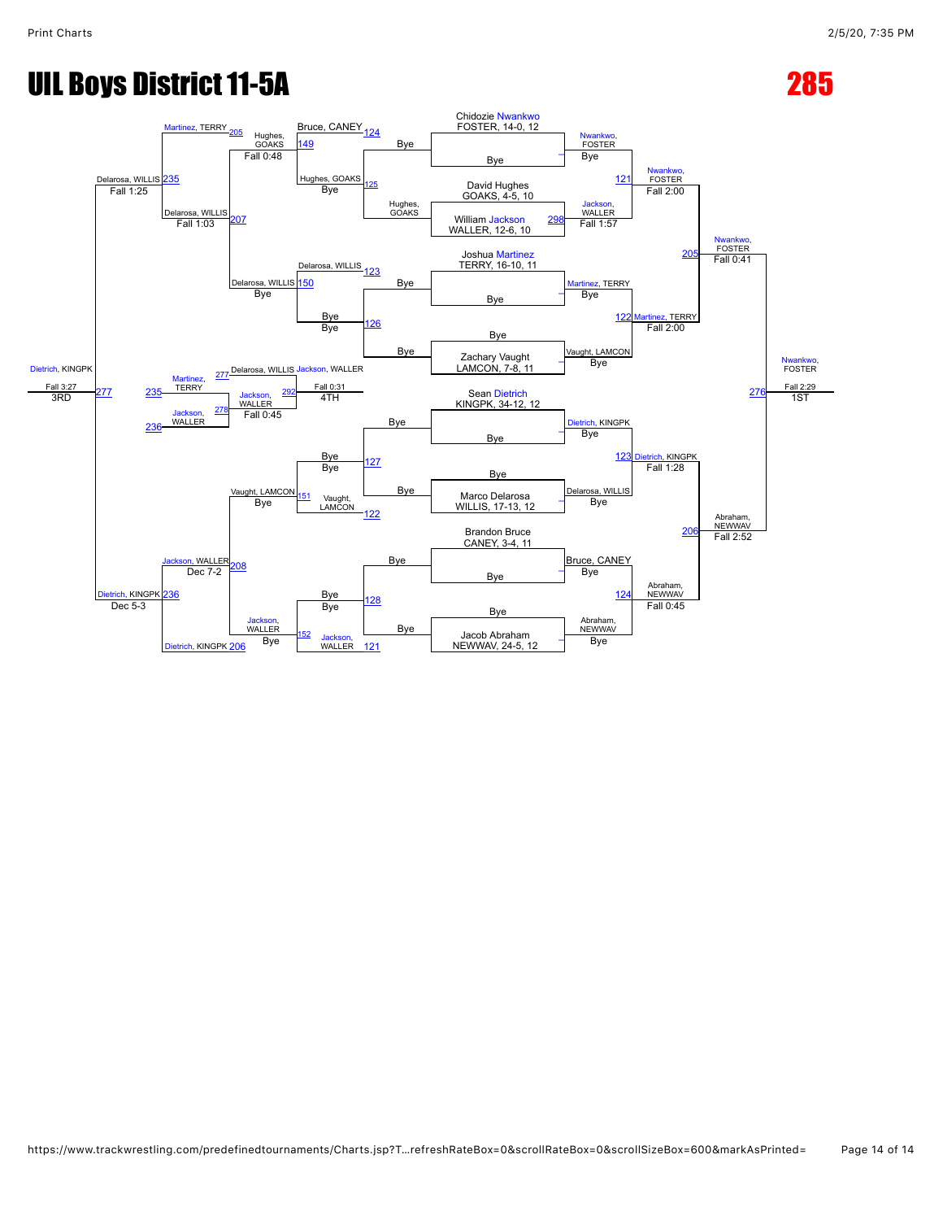# UIL Boys District 11-5A

# 285

Chidozie Nwankwo
FOSTER, 14-0, 12

Bye

David Hughes
GOAKS, 4-5, 10

William Jackson
WALLER, 12-6, 10

Joshua Martinez
TERRY, 16-10, 11

Bye

Zachary Vaught
LAMCON, 7-8, 11

Sean Dietrich
KINGPK, 34-12, 12

Bye

Marco Delarosa
WILLIS, 17-13, 12

Brandon Bruce
CANEY, 3-4, 11

Bye

Jacob Abraham
NEWWAV, 24-5, 12

Nwankwo, FOSTER
Bye

121 Nwankwo, FOSTER
Fall 2:00

Jackson, WALLER
Fall 1:57

298

Martinez, TERRY
Bye

122 Martinez, TERRY
Fall 2:00

Vaught, LAMCON
Bye

205 Nwankwo, FOSTER
Fall 0:41

Dietrich, KINGPK
Bye

123 Dietrich, KINGPK
Fall 1:28

Delarosa, WILLIS
Bye

Bruce, CANEY
Bye

124 Abraham, NEWWAV
Fall 0:45

Abraham, NEWWAV
Bye

206 Abraham, NEWWAV
Fall 2:52

276 Nwankwo, FOSTER
Fall 2:29
1ST

Bye
Bye
Hughes, GOAKS
Bye
Bye
Bye
Bye
Bye
Bye

Bruce, CANEY 124
149
Hughes, GOAKS
Fall 0:48

Hughes, GOAKS 125
Bye

Delarosa, WILLIS 123
150 Delarosa, WILLIS
Bye

Bye
Bye 126

Bye
Bye 127

Vaught, LAMCON 151
Bye
Vaught, LAMCON 122

Bye
Bye 128

Jackson, WALLER 152
Bye
Jackson, WALLER 121

Martinez, TERRY 205
Delarosa, WILLIS 235
Fall 1:25
Delarosa, WILLIS 207
Fall 1:03

Jackson, WALLER 208
Dec 7-2
Dietrich, KINGPK 236
Dec 5-3
Dietrich, KINGPK 206

Dietrich, KINGPK
277
Fall 3:27
3RD

235 Martinez, TERRY
277 Delarosa, WILLIS
278 Jackson, WALLER
236
Fall 0:45

Jackson, WALLER
292
Fall 0:31
4TH